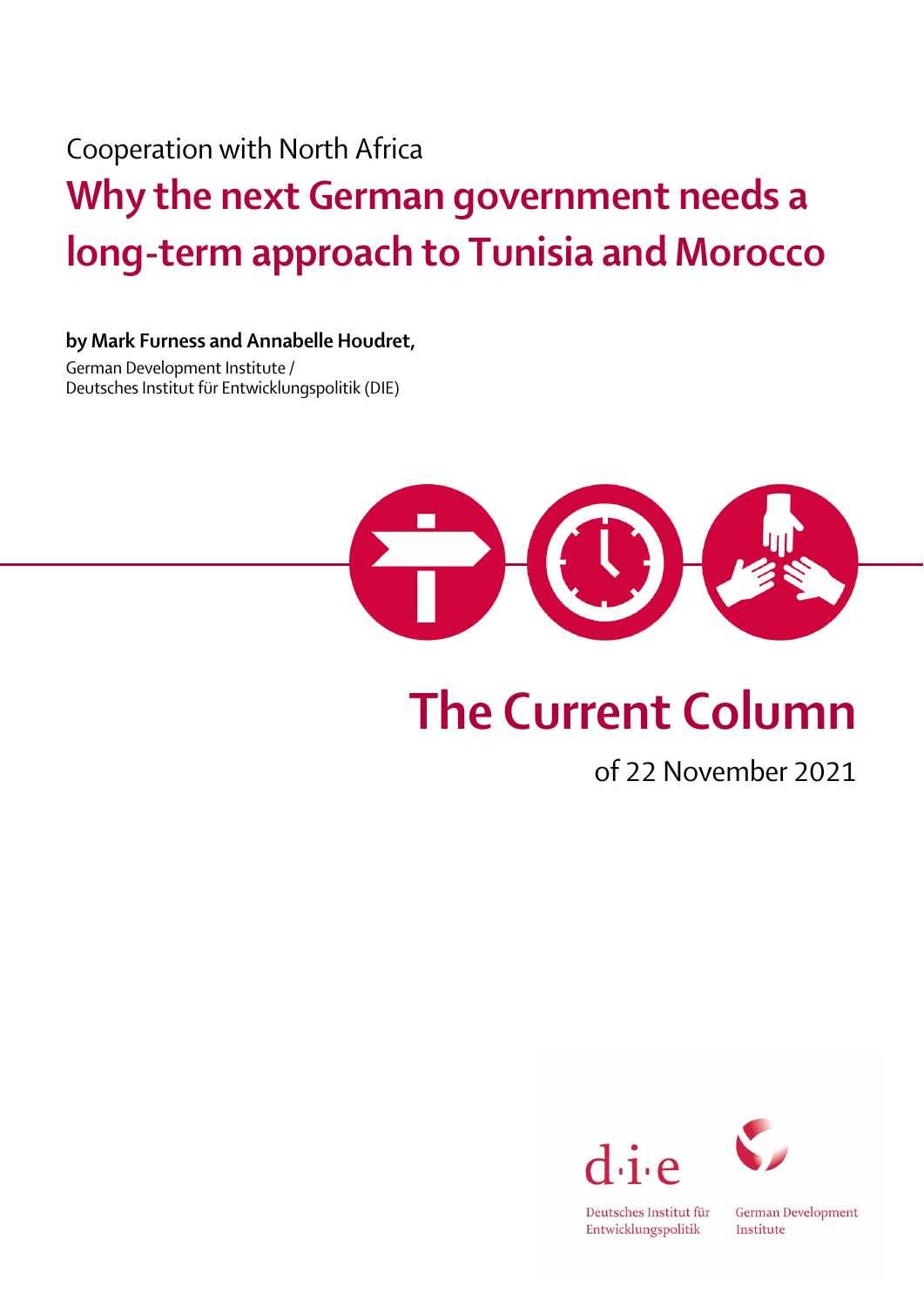Cooperation with North Africa

# Why the next German government needs a long-term approach to Tunisia and Morocco

**by Mark Furness and Annabelle Houdret,**

German Development Institute /
Deutsches Institut für Entwicklungspolitik (DIE)

## The Current Column

of 22 November 2021

d·i·e

Deutsches Institut für Entwicklungspolitik

German Development Institute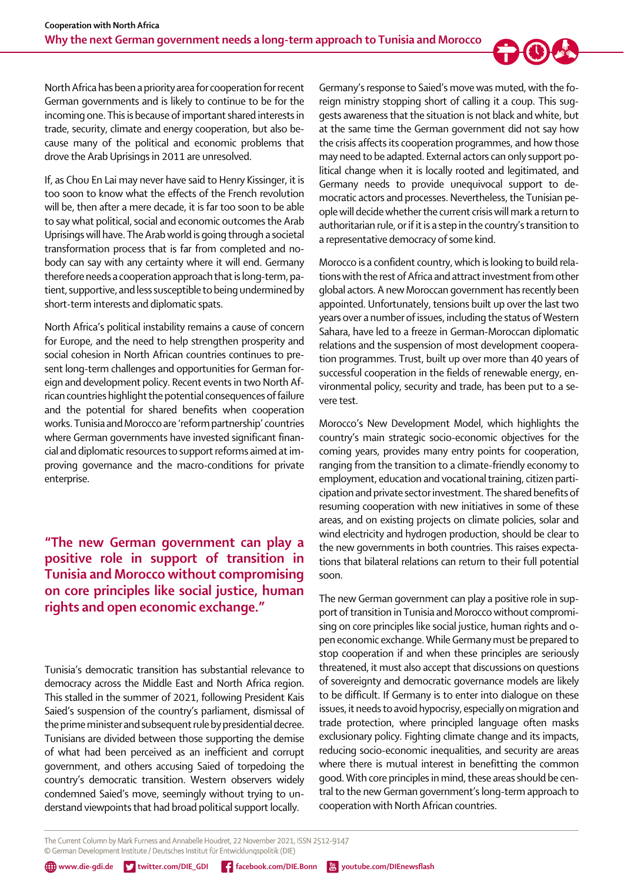North Africa has been a priority area for cooperation for recent German governments and is likely to continue to be for the incoming one. This is because of important shared interests in trade, security, climate and energy cooperation, but also because many of the political and economic problems that drove the Arab Uprisings in 2011 are unresolved.

If, as Chou En Lai may never have said to Henry Kissinger, it is too soon to know what the effects of the French revolution will be, then after a mere decade, it is far too soon to be able to say what political, social and economic outcomes the Arab Uprisings will have. The Arab world is going through a societal transformation process that is far from completed and nobody can say with any certainty where it will end. Germany therefore needs a cooperation approach that is long-term, patient, supportive, and less susceptible to being undermined by short-term interests and diplomatic spats.

North Africa's political instability remains a cause of concern for Europe, and the need to help strengthen prosperity and social cohesion in North African countries continues to present long-term challenges and opportunities for German foreign and development policy. Recent events in two North African countries highlight the potential consequences of failure and the potential for shared benefits when cooperation works. Tunisia and Morocco are 'reform partnership' countries where German governments have invested significant financial and diplomatic resources to support reforms aimed at improving governance and the macro-conditions for private enterprise.

**"The new German government can play a positive role in support of transition in Tunisia and Morocco without compromising on core principles like social justice, human rights and open economic exchange."**

Tunisia's democratic transition has substantial relevance to democracy across the Middle East and North Africa region. This stalled in the summer of 2021, following President Kais Saied's suspension of the country's parliament, dismissal of the prime minister and subsequent rule by presidential decree. Tunisians are divided between those supporting the demise of what had been perceived as an inefficient and corrupt government, and others accusing Saied of torpedoing the country's democratic transition. Western observers widely condemned Saied's move, seemingly without trying to understand viewpoints that had broad political support locally.

Germany's response to Saied's move was muted, with the foreign ministry stopping short of calling it a coup. This suggests awareness that the situation is not black and white, but at the same time the German government did not say how the crisis affects its cooperation programmes, and how those may need to be adapted. External actors can only support political change when it is locally rooted and legitimated, and Germany needs to provide unequivocal support to democratic actors and processes. Nevertheless, the Tunisian people will decide whether the current crisis will mark a return to authoritarian rule, or if it is a step in the country's transition to a representative democracy of some kind.

Morocco is a confident country, which is looking to build relations with the rest of Africa and attract investment from other global actors. A new Moroccan government has recently been appointed. Unfortunately, tensions built up over the last two years over a number of issues, including the status of Western Sahara, have led to a freeze in German-Moroccan diplomatic relations and the suspension of most development cooperation programmes. Trust, built up over more than 40 years of successful cooperation in the fields of renewable energy, environmental policy, security and trade, has been put to a severe test.

Morocco's New Development Model, which highlights the country's main strategic socio-economic objectives for the coming years, provides many entry points for cooperation, ranging from the transition to a climate-friendly economy to employment, education and vocational training, citizen participation and private sector investment. The shared benefits of resuming cooperation with new initiatives in some of these areas, and on existing projects on climate policies, solar and wind electricity and hydrogen production, should be clear to the new governments in both countries. This raises expectations that bilateral relations can return to their full potential soon.

The new German government can play a positive role in support of transition in Tunisia and Morocco without compromising on core principles like social justice, human rights and open economic exchange. While Germany must be prepared to stop cooperation if and when these principles are seriously threatened, it must also accept that discussions on questions of sovereignty and democratic governance models are likely to be difficult. If Germany is to enter into dialogue on these issues, it needs to avoid hypocrisy, especially on migration and trade protection, where principled language often masks exclusionary policy. Fighting climate change and its impacts, reducing socio-economic inequalities, and security are areas where there is mutual interest in benefitting the common good. With core principles in mind, these areas should be central to the new German government's long-term approach to cooperation with North African countries.

The Current Column by Mark Furness and Annabelle Houdret, 22 November 2021, ISSN 2512-9147
© German Development Institute / Deutsches Institut für Entwicklungspolitik (DIE)

www.die-gdi.de | twitter.com/DIE_GDI | facebook.com/DIE.Bonn | youtube.com/DIEnewsflash